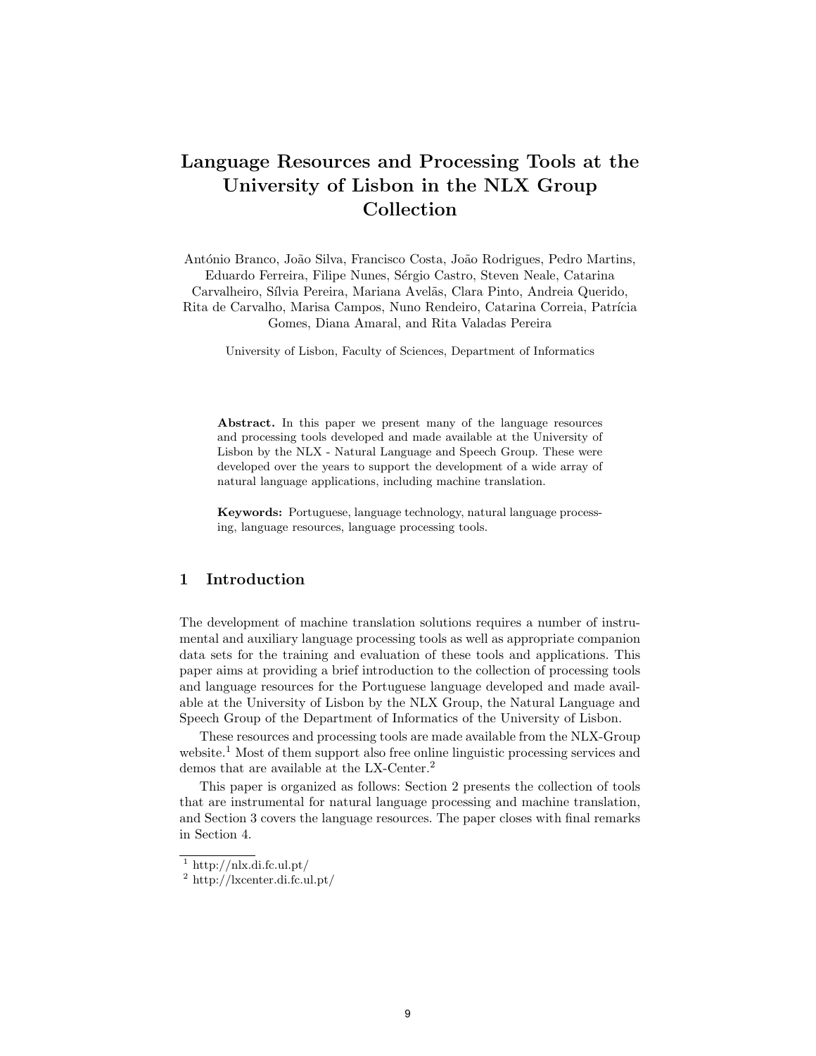# Language Resources and Processing Tools at the University of Lisbon in the NLX Group Collection

António Branco, João Silva, Francisco Costa, João Rodrigues, Pedro Martins, Eduardo Ferreira, Filipe Nunes, Sérgio Castro, Steven Neale, Catarina Carvalheiro, Sílvia Pereira, Mariana Avelãs, Clara Pinto, Andreia Querido, Rita de Carvalho, Marisa Campos, Nuno Rendeiro, Catarina Correia, Patrícia Gomes, Diana Amaral, and Rita Valadas Pereira

University of Lisbon, Faculty of Sciences, Department of Informatics

**Abstract.** In this paper we present many of the language resources and processing tools developed and made available at the University of Lisbon by the NLX - Natural Language and Speech Group. These were developed over the years to support the development of a wide array of natural language applications, including machine translation.

**Keywords:** Portuguese, language technology, natural language processing, language resources, language processing tools.

## 1 Introduction

The development of machine translation solutions requires a number of instrumental and auxiliary language processing tools as well as appropriate companion data sets for the training and evaluation of these tools and applications. This paper aims at providing a brief introduction to the collection of processing tools and language resources for the Portuguese language developed and made available at the University of Lisbon by the NLX Group, the Natural Language and Speech Group of the Department of Informatics of the University of Lisbon.

These resources and processing tools are made available from the NLX-Group website.[1] Most of them support also free online linguistic processing services and demos that are available at the LX-Center.[2]

This paper is organized as follows: Section 2 presents the collection of tools that are instrumental for natural language processing and machine translation, and Section 3 covers the language resources. The paper closes with final remarks in Section 4.

[1] http://nlx.di.fc.ul.pt/

[2] http://lxcenter.di.fc.ul.pt/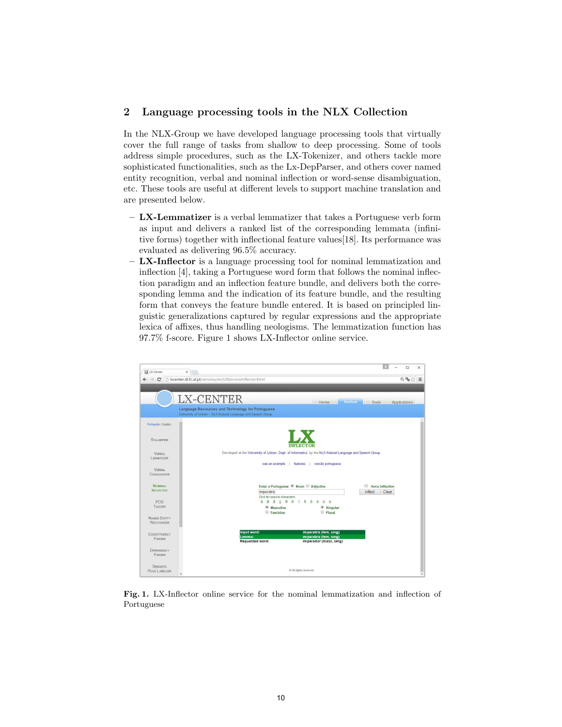## 2 Language processing tools in the NLX Collection

In the NLX-Group we have developed language processing tools that virtually cover the full range of tasks from shallow to deep processing. Some of tools address simple procedures, such as the LX-Tokenizer, and others tackle more sophisticated functionalities, such as the Lx-DepParser, and others cover named entity recognition, verbal and nominal inflection or word-sense disambiguation, etc. These tools are useful at different levels to support machine translation and are presented below.

- **LX-Lemmatizer** is a verbal lemmatizer that takes a Portuguese verb form as input and delivers a ranked list of the corresponding lemmata (infinitive forms) together with inflectional feature values[18]. Its performance was evaluated as delivering 96.5% accuracy.
- **LX-Inflector** is a language processing tool for nominal lemmatization and inflection [4], taking a Portuguese word form that follows the nominal inflection paradigm and an inflection feature bundle, and delivers both the corresponding lemma and the indication of its feature bundle, and the resulting form that conveys the feature bundle entered. It is based on principled linguistic generalizations captured by regular expressions and the appropriate lexica of affixes, thus handling neologisms. The lemmatization function has 97.7% f-score. Figure 1 shows LX-Inflector online service.

**Fig. 1.** LX-Inflector online service for the nominal lemmatization and inflection of Portuguese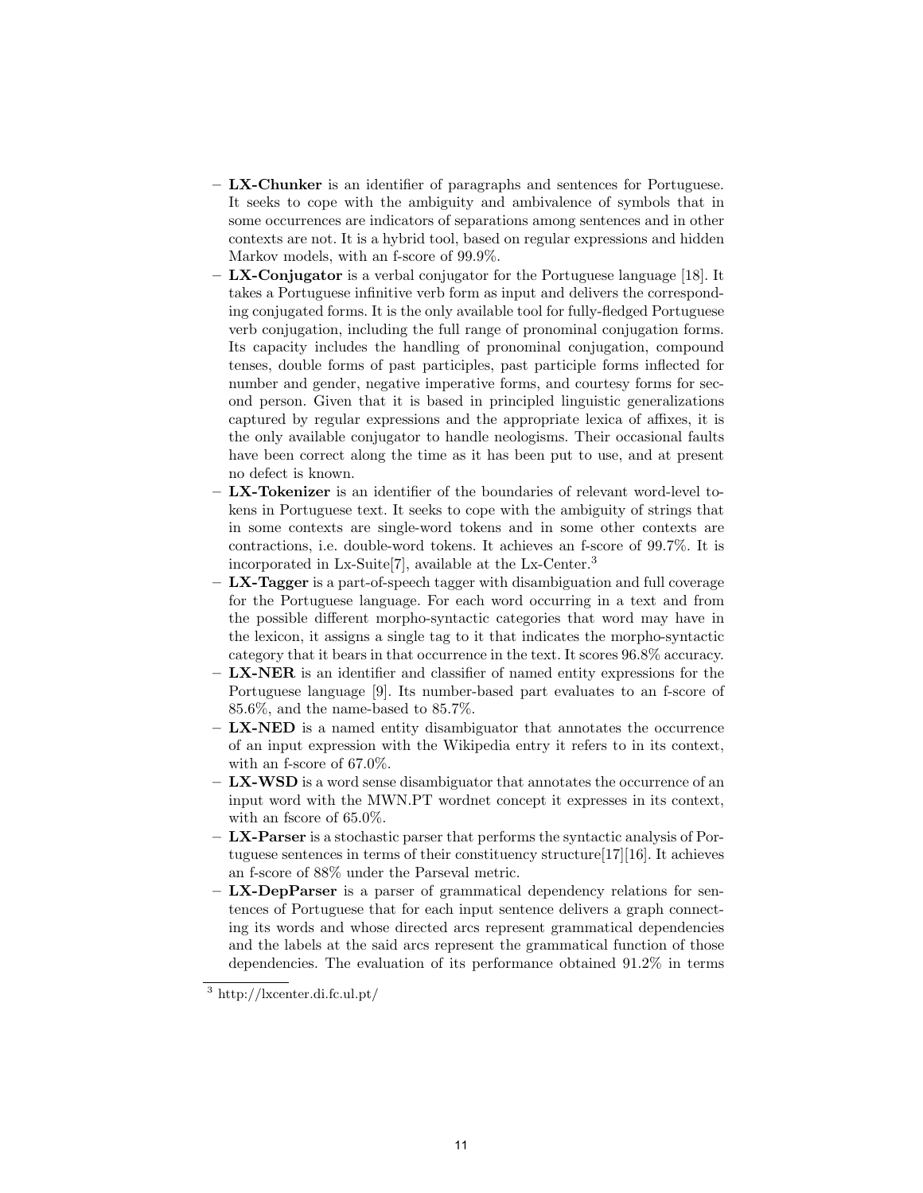- **LX-Chunker** is an identifier of paragraphs and sentences for Portuguese. It seeks to cope with the ambiguity and ambivalence of symbols that in some occurrences are indicators of separations among sentences and in other contexts are not. It is a hybrid tool, based on regular expressions and hidden Markov models, with an f-score of 99.9%.
- **LX-Conjugator** is a verbal conjugator for the Portuguese language [18]. It takes a Portuguese infinitive verb form as input and delivers the corresponding conjugated forms. It is the only available tool for fully-fledged Portuguese verb conjugation, including the full range of pronominal conjugation forms. Its capacity includes the handling of pronominal conjugation, compound tenses, double forms of past participles, past participle forms inflected for number and gender, negative imperative forms, and courtesy forms for second person. Given that it is based in principled linguistic generalizations captured by regular expressions and the appropriate lexica of affixes, it is the only available conjugator to handle neologisms. Their occasional faults have been correct along the time as it has been put to use, and at present no defect is known.
- **LX-Tokenizer** is an identifier of the boundaries of relevant word-level tokens in Portuguese text. It seeks to cope with the ambiguity of strings that in some contexts are single-word tokens and in some other contexts are contractions, i.e. double-word tokens. It achieves an f-score of 99.7%. It is incorporated in Lx-Suite[7], available at the Lx-Center.[3]
- **LX-Tagger** is a part-of-speech tagger with disambiguation and full coverage for the Portuguese language. For each word occurring in a text and from the possible different morpho-syntactic categories that word may have in the lexicon, it assigns a single tag to it that indicates the morpho-syntactic category that it bears in that occurrence in the text. It scores 96.8% accuracy.
- **LX-NER** is an identifier and classifier of named entity expressions for the Portuguese language [9]. Its number-based part evaluates to an f-score of 85.6%, and the name-based to 85.7%.
- **LX-NED** is a named entity disambiguator that annotates the occurrence of an input expression with the Wikipedia entry it refers to in its context, with an f-score of 67.0%.
- **LX-WSD** is a word sense disambiguator that annotates the occurrence of an input word with the MWN.PT wordnet concept it expresses in its context, with an fscore of 65.0%.
- **LX-Parser** is a stochastic parser that performs the syntactic analysis of Portuguese sentences in terms of their constituency structure[17][16]. It achieves an f-score of 88% under the Parseval metric.
- **LX-DepParser** is a parser of grammatical dependency relations for sentences of Portuguese that for each input sentence delivers a graph connecting its words and whose directed arcs represent grammatical dependencies and the labels at the said arcs represent the grammatical function of those dependencies. The evaluation of its performance obtained 91.2% in terms

[3] http://lxcenter.di.fc.ul.pt/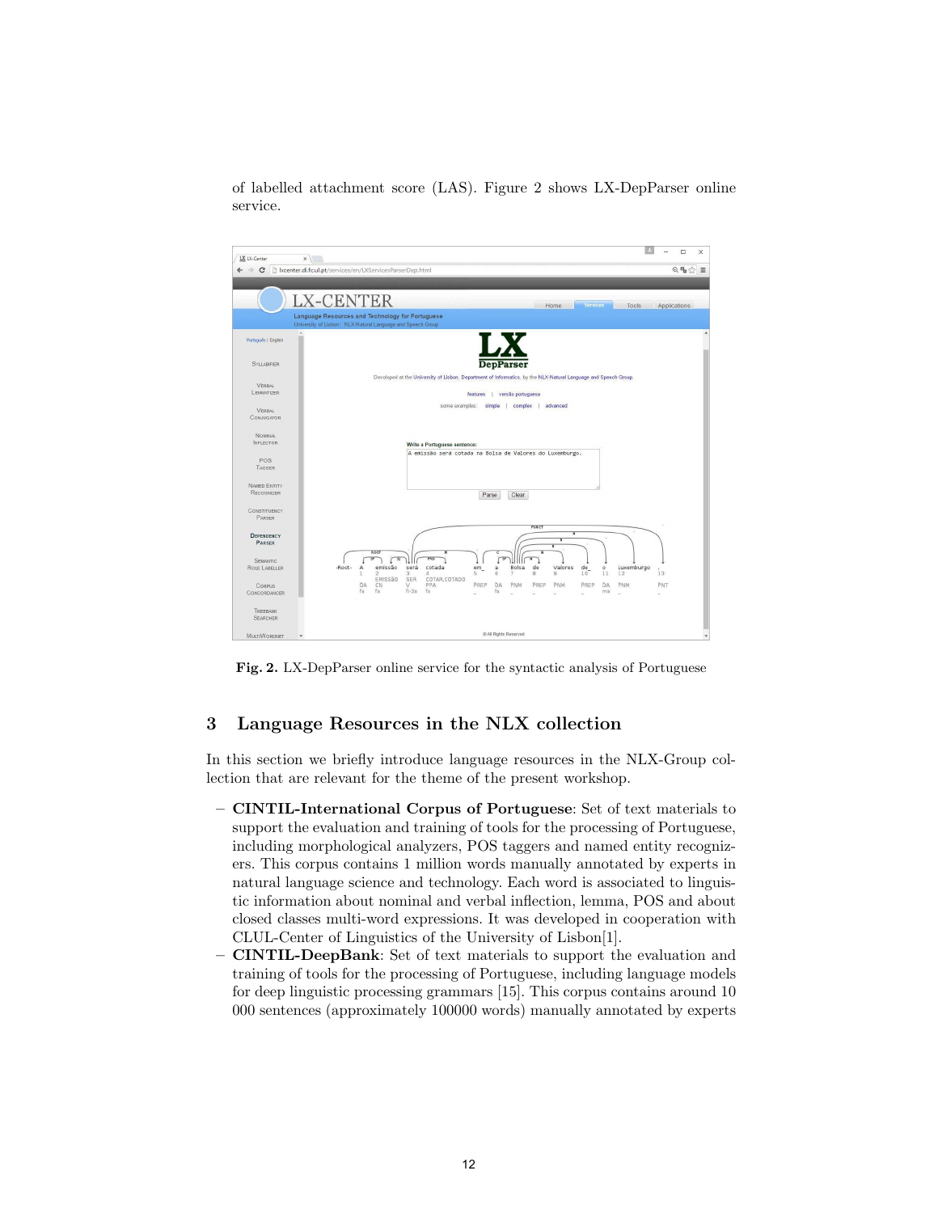of labelled attachment score (LAS). Figure 2 shows LX-DepParser online service.

**Fig. 2.** LX-DepParser online service for the syntactic analysis of Portuguese

## 3 Language Resources in the NLX collection

In this section we briefly introduce language resources in the NLX-Group collection that are relevant for the theme of the present workshop.

- **CINTIL-International Corpus of Portuguese**: Set of text materials to support the evaluation and training of tools for the processing of Portuguese, including morphological analyzers, POS taggers and named entity recognizers. This corpus contains 1 million words manually annotated by experts in natural language science and technology. Each word is associated to linguistic information about nominal and verbal inflection, lemma, POS and about closed classes multi-word expressions. It was developed in cooperation with CLUL-Center of Linguistics of the University of Lisbon[1].
- **CINTIL-DeepBank**: Set of text materials to support the evaluation and training of tools for the processing of Portuguese, including language models for deep linguistic processing grammars [15]. This corpus contains around 10 000 sentences (approximately 100000 words) manually annotated by experts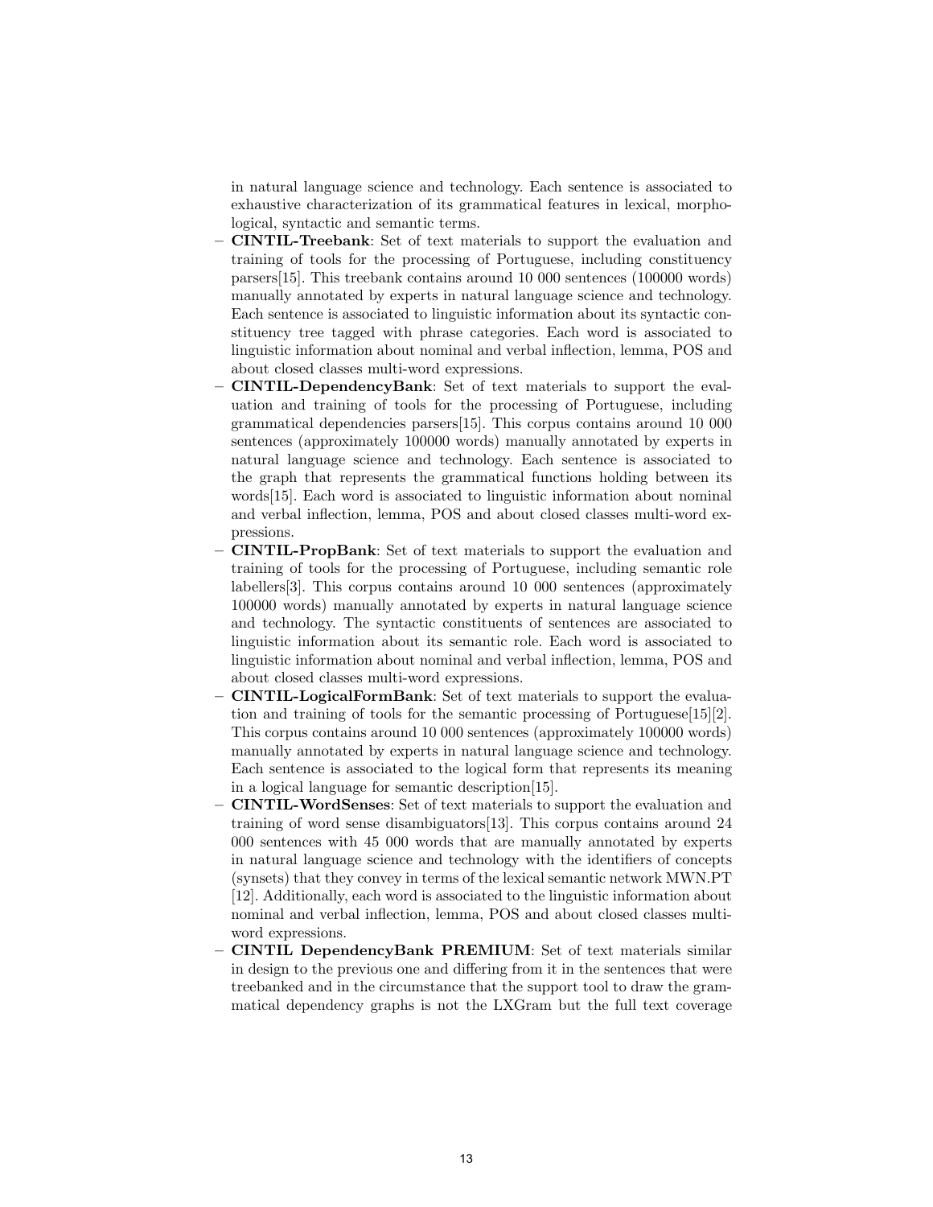in natural language science and technology. Each sentence is associated to exhaustive characterization of its grammatical features in lexical, morphological, syntactic and semantic terms.

- **CINTIL-Treebank**: Set of text materials to support the evaluation and training of tools for the processing of Portuguese, including constituency parsers[15]. This treebank contains around 10 000 sentences (100000 words) manually annotated by experts in natural language science and technology. Each sentence is associated to linguistic information about its syntactic constituency tree tagged with phrase categories. Each word is associated to linguistic information about nominal and verbal inflection, lemma, POS and about closed classes multi-word expressions.
- **CINTIL-DependencyBank**: Set of text materials to support the evaluation and training of tools for the processing of Portuguese, including grammatical dependencies parsers[15]. This corpus contains around 10 000 sentences (approximately 100000 words) manually annotated by experts in natural language science and technology. Each sentence is associated to the graph that represents the grammatical functions holding between its words[15]. Each word is associated to linguistic information about nominal and verbal inflection, lemma, POS and about closed classes multi-word expressions.
- **CINTIL-PropBank**: Set of text materials to support the evaluation and training of tools for the processing of Portuguese, including semantic role labellers[3]. This corpus contains around 10 000 sentences (approximately 100000 words) manually annotated by experts in natural language science and technology. The syntactic constituents of sentences are associated to linguistic information about its semantic role. Each word is associated to linguistic information about nominal and verbal inflection, lemma, POS and about closed classes multi-word expressions.
- **CINTIL-LogicalFormBank**: Set of text materials to support the evaluation and training of tools for the semantic processing of Portuguese[15][2]. This corpus contains around 10 000 sentences (approximately 100000 words) manually annotated by experts in natural language science and technology. Each sentence is associated to the logical form that represents its meaning in a logical language for semantic description[15].
- **CINTIL-WordSenses**: Set of text materials to support the evaluation and training of word sense disambiguators[13]. This corpus contains around 24 000 sentences with 45 000 words that are manually annotated by experts in natural language science and technology with the identifiers of concepts (synsets) that they convey in terms of the lexical semantic network MWN.PT [12]. Additionally, each word is associated to the linguistic information about nominal and verbal inflection, lemma, POS and about closed classes multi-word expressions.
- **CINTIL DependencyBank PREMIUM**: Set of text materials similar in design to the previous one and differing from it in the sentences that were treebanked and in the circumstance that the support tool to draw the grammatical dependency graphs is not the LXGram but the full text coverage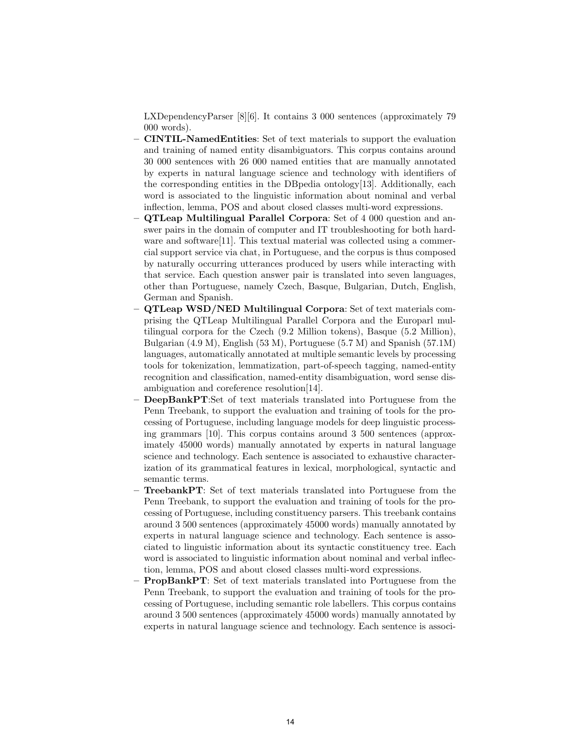LXDependencyParser [8][6]. It contains 3 000 sentences (approximately 79 000 words).

- **CINTIL-NamedEntities**: Set of text materials to support the evaluation and training of named entity disambiguators. This corpus contains around 30 000 sentences with 26 000 named entities that are manually annotated by experts in natural language science and technology with identifiers of the corresponding entities in the DBpedia ontology[13]. Additionally, each word is associated to the linguistic information about nominal and verbal inflection, lemma, POS and about closed classes multi-word expressions.
- **QTLeap Multilingual Parallel Corpora**: Set of 4 000 question and answer pairs in the domain of computer and IT troubleshooting for both hardware and software[11]. This textual material was collected using a commercial support service via chat, in Portuguese, and the corpus is thus composed by naturally occurring utterances produced by users while interacting with that service. Each question answer pair is translated into seven languages, other than Portuguese, namely Czech, Basque, Bulgarian, Dutch, English, German and Spanish.
- **QTLeap WSD/NED Multilingual Corpora**: Set of text materials comprising the QTLeap Multilingual Parallel Corpora and the Europarl multilingual corpora for the Czech (9.2 Million tokens), Basque (5.2 Million), Bulgarian (4.9 M), English (53 M), Portuguese (5.7 M) and Spanish (57.1M) languages, automatically annotated at multiple semantic levels by processing tools for tokenization, lemmatization, part-of-speech tagging, named-entity recognition and classification, named-entity disambiguation, word sense disambiguation and coreference resolution[14].
- **DeepBankPT**:Set of text materials translated into Portuguese from the Penn Treebank, to support the evaluation and training of tools for the processing of Portuguese, including language models for deep linguistic processing grammars [10]. This corpus contains around 3 500 sentences (approximately 45000 words) manually annotated by experts in natural language science and technology. Each sentence is associated to exhaustive characterization of its grammatical features in lexical, morphological, syntactic and semantic terms.
- **TreebankPT**: Set of text materials translated into Portuguese from the Penn Treebank, to support the evaluation and training of tools for the processing of Portuguese, including constituency parsers. This treebank contains around 3 500 sentences (approximately 45000 words) manually annotated by experts in natural language science and technology. Each sentence is associated to linguistic information about its syntactic constituency tree. Each word is associated to linguistic information about nominal and verbal inflection, lemma, POS and about closed classes multi-word expressions.
- **PropBankPT**: Set of text materials translated into Portuguese from the Penn Treebank, to support the evaluation and training of tools for the processing of Portuguese, including semantic role labellers. This corpus contains around 3 500 sentences (approximately 45000 words) manually annotated by experts in natural language science and technology. Each sentence is associ-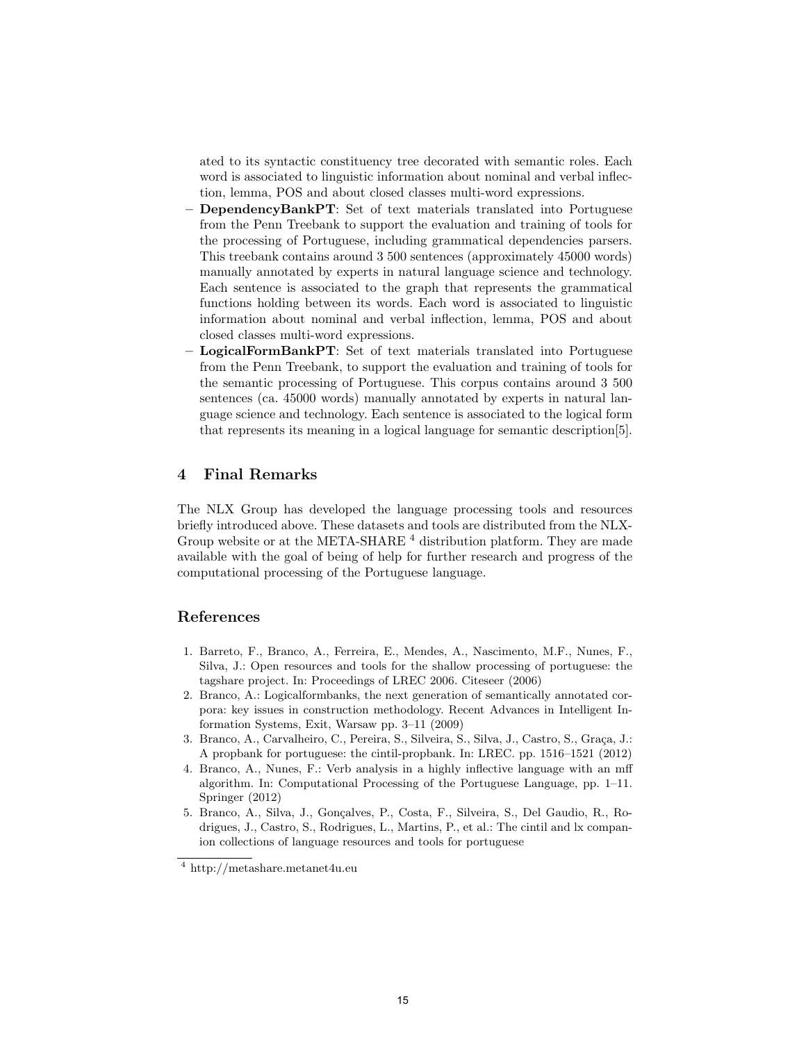ated to its syntactic constituency tree decorated with semantic roles. Each word is associated to linguistic information about nominal and verbal inflection, lemma, POS and about closed classes multi-word expressions.

- **DependencyBankPT**: Set of text materials translated into Portuguese from the Penn Treebank to support the evaluation and training of tools for the processing of Portuguese, including grammatical dependencies parsers. This treebank contains around 3 500 sentences (approximately 45000 words) manually annotated by experts in natural language science and technology. Each sentence is associated to the graph that represents the grammatical functions holding between its words. Each word is associated to linguistic information about nominal and verbal inflection, lemma, POS and about closed classes multi-word expressions.
- **LogicalFormBankPT**: Set of text materials translated into Portuguese from the Penn Treebank, to support the evaluation and training of tools for the semantic processing of Portuguese. This corpus contains around 3 500 sentences (ca. 45000 words) manually annotated by experts in natural language science and technology. Each sentence is associated to the logical form that represents its meaning in a logical language for semantic description[5].

## 4 Final Remarks

The NLX Group has developed the language processing tools and resources briefly introduced above. These datasets and tools are distributed from the NLX-Group website or at the META-SHARE [4] distribution platform. They are made available with the goal of being of help for further research and progress of the computational processing of the Portuguese language.

## References

1. Barreto, F., Branco, A., Ferreira, E., Mendes, A., Nascimento, M.F., Nunes, F., Silva, J.: Open resources and tools for the shallow processing of portuguese: the tagshare project. In: Proceedings of LREC 2006. Citeseer (2006)
2. Branco, A.: Logicalformbanks, the next generation of semantically annotated corpora: key issues in construction methodology. Recent Advances in Intelligent Information Systems, Exit, Warsaw pp. 3–11 (2009)
3. Branco, A., Carvalheiro, C., Pereira, S., Silveira, S., Silva, J., Castro, S., Graça, J.: A propbank for portuguese: the cintil-propbank. In: LREC. pp. 1516–1521 (2012)
4. Branco, A., Nunes, F.: Verb analysis in a highly inflective language with an mff algorithm. In: Computational Processing of the Portuguese Language, pp. 1–11. Springer (2012)
5. Branco, A., Silva, J., Gonçalves, P., Costa, F., Silveira, S., Del Gaudio, R., Rodrigues, J., Castro, S., Rodrigues, L., Martins, P., et al.: The cintil and lx companion collections of language resources and tools for portuguese

[4] http://metashare.metanet4u.eu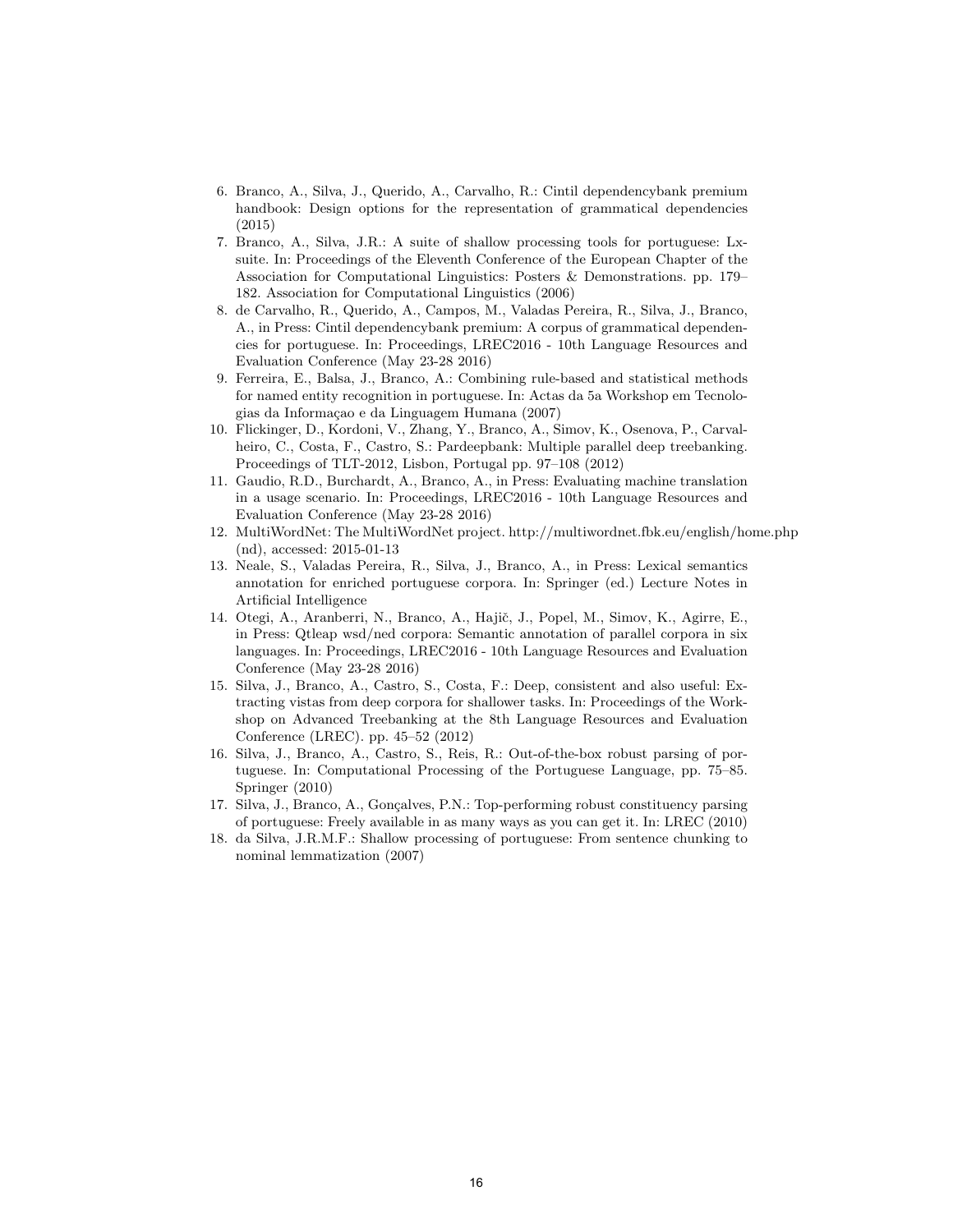6. Branco, A., Silva, J., Querido, A., Carvalho, R.: Cintil dependencybank premium handbook: Design options for the representation of grammatical dependencies (2015)
7. Branco, A., Silva, J.R.: A suite of shallow processing tools for portuguese: Lx-suite. In: Proceedings of the Eleventh Conference of the European Chapter of the Association for Computational Linguistics: Posters & Demonstrations. pp. 179–182. Association for Computational Linguistics (2006)
8. de Carvalho, R., Querido, A., Campos, M., Valadas Pereira, R., Silva, J., Branco, A., in Press: Cintil dependencybank premium: A corpus of grammatical dependencies for portuguese. In: Proceedings, LREC2016 - 10th Language Resources and Evaluation Conference (May 23-28 2016)
9. Ferreira, E., Balsa, J., Branco, A.: Combining rule-based and statistical methods for named entity recognition in portuguese. In: Actas da 5a Workshop em Tecnologias da Informaçao e da Linguagem Humana (2007)
10. Flickinger, D., Kordoni, V., Zhang, Y., Branco, A., Simov, K., Osenova, P., Carvalheiro, C., Costa, F., Castro, S.: Pardeepbank: Multiple parallel deep treebanking. Proceedings of TLT-2012, Lisbon, Portugal pp. 97–108 (2012)
11. Gaudio, R.D., Burchardt, A., Branco, A., in Press: Evaluating machine translation in a usage scenario. In: Proceedings, LREC2016 - 10th Language Resources and Evaluation Conference (May 23-28 2016)
12. MultiWordNet: The MultiWordNet project. http://multiwordnet.fbk.eu/english/home.php (nd), accessed: 2015-01-13
13. Neale, S., Valadas Pereira, R., Silva, J., Branco, A., in Press: Lexical semantics annotation for enriched portuguese corpora. In: Springer (ed.) Lecture Notes in Artificial Intelligence
14. Otegi, A., Aranberri, N., Branco, A., Hajič, J., Popel, M., Simov, K., Agirre, E., in Press: Qtleap wsd/ned corpora: Semantic annotation of parallel corpora in six languages. In: Proceedings, LREC2016 - 10th Language Resources and Evaluation Conference (May 23-28 2016)
15. Silva, J., Branco, A., Castro, S., Costa, F.: Deep, consistent and also useful: Extracting vistas from deep corpora for shallower tasks. In: Proceedings of the Workshop on Advanced Treebanking at the 8th Language Resources and Evaluation Conference (LREC). pp. 45–52 (2012)
16. Silva, J., Branco, A., Castro, S., Reis, R.: Out-of-the-box robust parsing of portuguese. In: Computational Processing of the Portuguese Language, pp. 75–85. Springer (2010)
17. Silva, J., Branco, A., Gonçalves, P.N.: Top-performing robust constituency parsing of portuguese: Freely available in as many ways as you can get it. In: LREC (2010)
18. da Silva, J.R.M.F.: Shallow processing of portuguese: From sentence chunking to nominal lemmatization (2007)